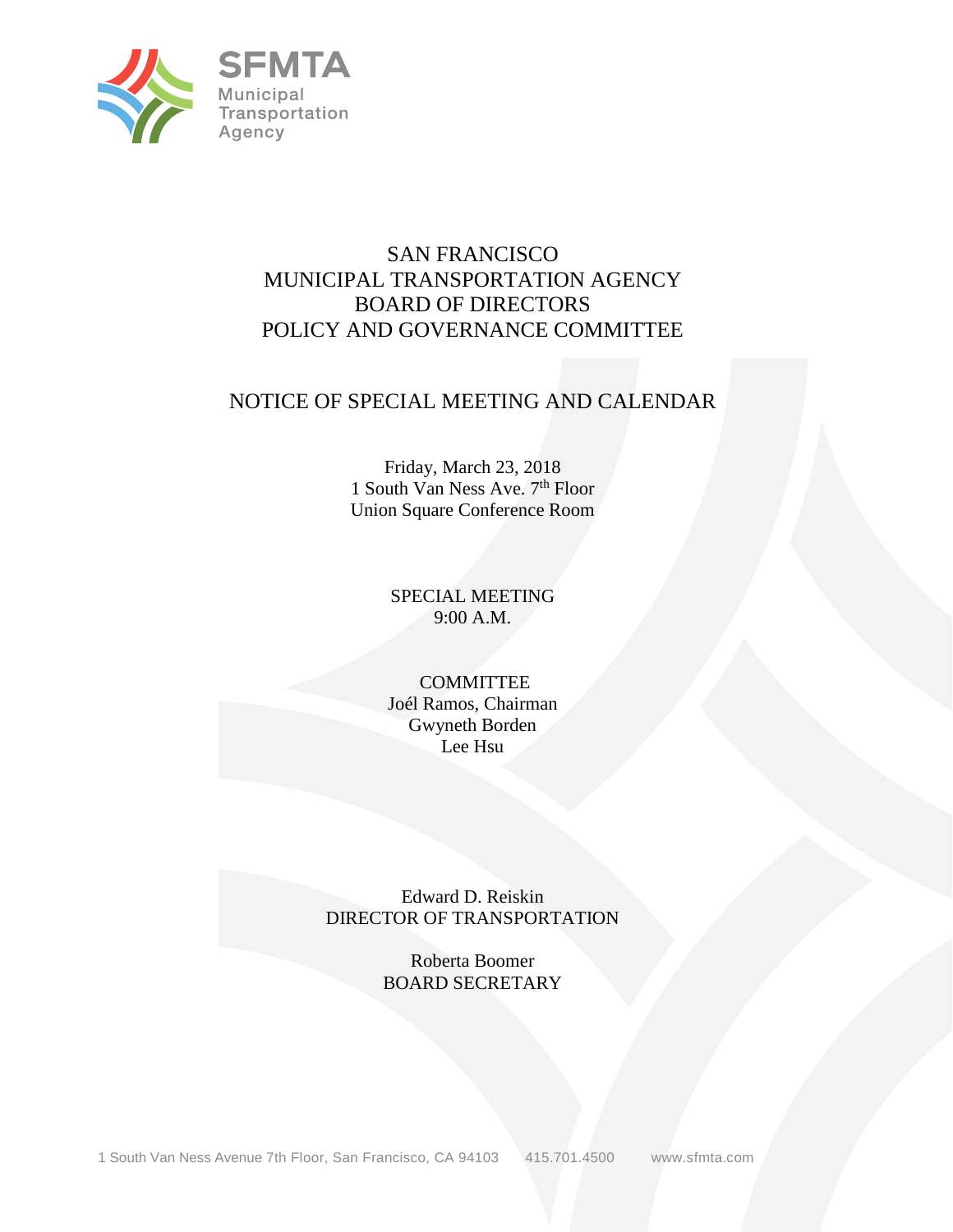SFMTA
Municipal Transportation Agency

# SAN FRANCISCO
# MUNICIPAL TRANSPORTATION AGENCY
# BOARD OF DIRECTORS
# POLICY AND GOVERNANCE COMMITTEE

## NOTICE OF SPECIAL MEETING AND CALENDAR

Friday, March 23, 2018
1 South Van Ness Ave. 7th Floor
Union Square Conference Room

SPECIAL MEETING
9:00 A.M.

COMMITTEE
Joél Ramos, Chairman
Gwyneth Borden
Lee Hsu

Edward D. Reiskin
DIRECTOR OF TRANSPORTATION

Roberta Boomer
BOARD SECRETARY

1 South Van Ness Avenue 7th Floor, San Francisco, CA 94103 415.701.4500 www.sfmta.com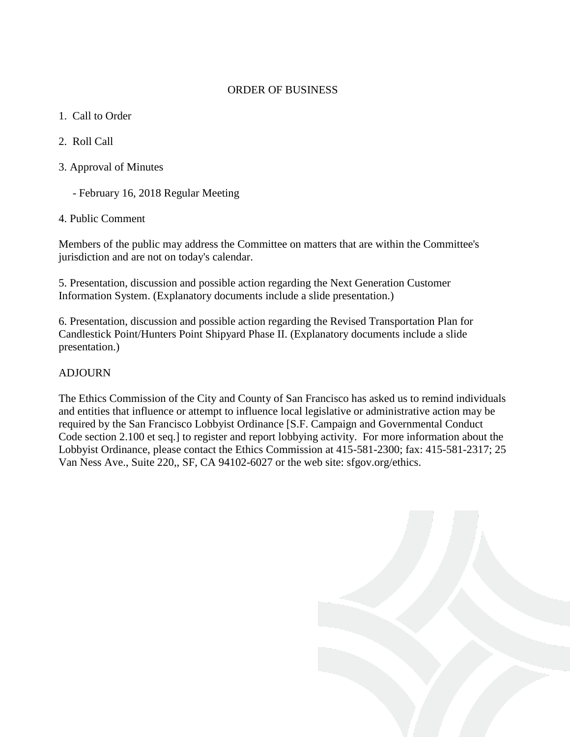## ORDER OF BUSINESS

1. Call to Order

2. Roll Call

3. Approval of Minutes

   - February 16, 2018 Regular Meeting

4. Public Comment

Members of the public may address the Committee on matters that are within the Committee's jurisdiction and are not on today's calendar.

5. Presentation, discussion and possible action regarding the Next Generation Customer Information System. (Explanatory documents include a slide presentation.)

6. Presentation, discussion and possible action regarding the Revised Transportation Plan for Candlestick Point/Hunters Point Shipyard Phase II. (Explanatory documents include a slide presentation.)

ADJOURN

The Ethics Commission of the City and County of San Francisco has asked us to remind individuals and entities that influence or attempt to influence local legislative or administrative action may be required by the San Francisco Lobbyist Ordinance [S.F. Campaign and Governmental Conduct Code section 2.100 et seq.] to register and report lobbying activity. For more information about the Lobbyist Ordinance, please contact the Ethics Commission at 415-581-2300; fax: 415-581-2317; 25 Van Ness Ave., Suite 220,, SF, CA 94102-6027 or the web site: sfgov.org/ethics.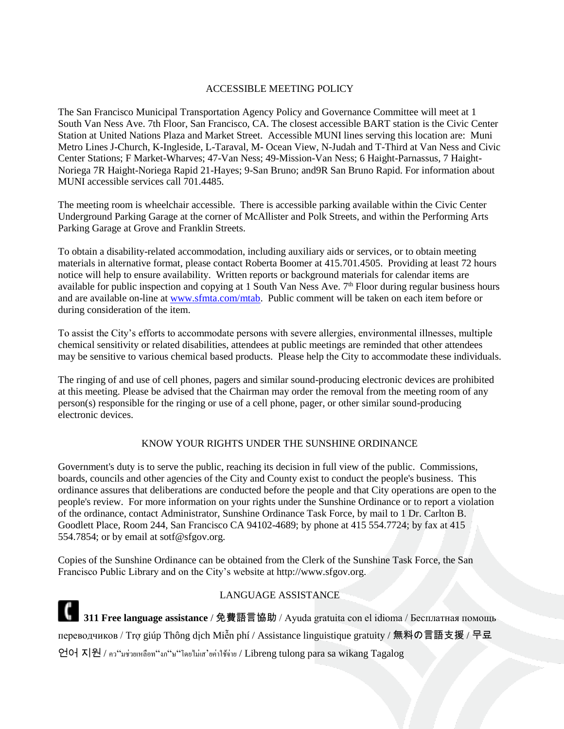## ACCESSIBLE MEETING POLICY

The San Francisco Municipal Transportation Agency Policy and Governance Committee will meet at 1 South Van Ness Ave. 7th Floor, San Francisco, CA. The closest accessible BART station is the Civic Center Station at United Nations Plaza and Market Street. Accessible MUNI lines serving this location are: Muni Metro Lines J-Church, K-Ingleside, L-Taraval, M- Ocean View, N-Judah and T-Third at Van Ness and Civic Center Stations; F Market-Wharves; 47-Van Ness; 49-Mission-Van Ness; 6 Haight-Parnassus, 7 Haight-Noriega 7R Haight-Noriega Rapid 21-Hayes; 9-San Bruno; and9R San Bruno Rapid. For information about MUNI accessible services call 701.4485.

The meeting room is wheelchair accessible. There is accessible parking available within the Civic Center Underground Parking Garage at the corner of McAllister and Polk Streets, and within the Performing Arts Parking Garage at Grove and Franklin Streets.

To obtain a disability-related accommodation, including auxiliary aids or services, or to obtain meeting materials in alternative format, please contact Roberta Boomer at 415.701.4505. Providing at least 72 hours notice will help to ensure availability. Written reports or background materials for calendar items are available for public inspection and copying at 1 South Van Ness Ave. 7th Floor during regular business hours and are available on-line at www.sfmta.com/mtab. Public comment will be taken on each item before or during consideration of the item.

To assist the City's efforts to accommodate persons with severe allergies, environmental illnesses, multiple chemical sensitivity or related disabilities, attendees at public meetings are reminded that other attendees may be sensitive to various chemical based products. Please help the City to accommodate these individuals.

The ringing of and use of cell phones, pagers and similar sound-producing electronic devices are prohibited at this meeting. Please be advised that the Chairman may order the removal from the meeting room of any person(s) responsible for the ringing or use of a cell phone, pager, or other similar sound-producing electronic devices.

## KNOW YOUR RIGHTS UNDER THE SUNSHINE ORDINANCE

Government's duty is to serve the public, reaching its decision in full view of the public. Commissions, boards, councils and other agencies of the City and County exist to conduct the people's business. This ordinance assures that deliberations are conducted before the people and that City operations are open to the people's review. For more information on your rights under the Sunshine Ordinance or to report a violation of the ordinance, contact Administrator, Sunshine Ordinance Task Force, by mail to 1 Dr. Carlton B. Goodlett Place, Room 244, San Francisco CA 94102-4689; by phone at 415 554.7724; by fax at 415 554.7854; or by email at sotf@sfgov.org.

Copies of the Sunshine Ordinance can be obtained from the Clerk of the Sunshine Task Force, the San Francisco Public Library and on the City's website at http://www.sfgov.org.

## LANGUAGE ASSISTANCE

**311 Free language assistance** / 免費語言協助 / Ayuda gratuita con el idioma / Бесплатная помощь переводчиков / Trợ giúp Thông dịch Miễn phí / Assistance linguistique gratuity / 無料の言語支援 / 무료 언어 지원 / ความช่วยเหลือทางด้านภาษาโดยไม่เสียค่าใช้จ่าย / Libreng tulong para sa wikang Tagalog